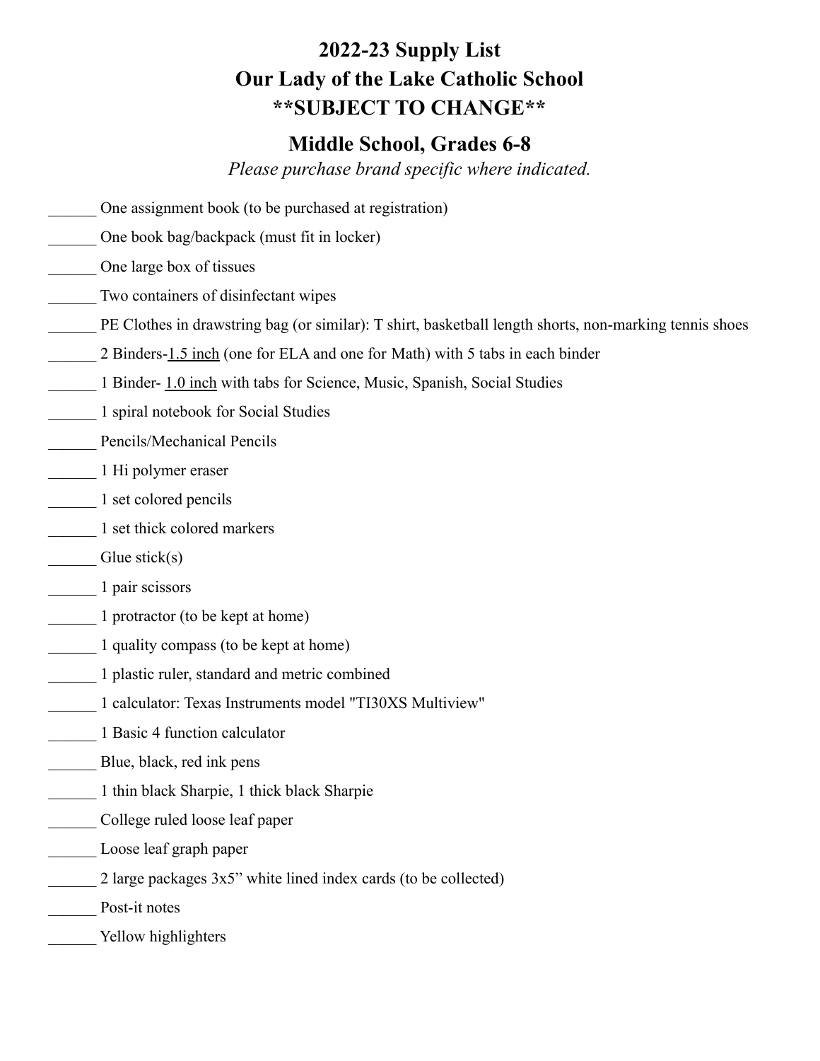# 2022-23 Supply List
# Our Lady of the Lake Catholic School
# **SUBJECT TO CHANGE**

## Middle School, Grades 6-8

*Please purchase brand specific where indicated.*

______ One assignment book (to be purchased at registration)

______ One book bag/backpack (must fit in locker)

______ One large box of tissues

______ Two containers of disinfectant wipes

______ PE Clothes in drawstring bag (or similar): T shirt, basketball length shorts, non-marking tennis shoes

______ 2 Binders-<u>1.5 inch</u> (one for ELA and one for Math) with 5 tabs in each binder

______ 1 Binder- <u>1.0 inch</u> with tabs for Science, Music, Spanish, Social Studies

______ 1 spiral notebook for Social Studies

______ Pencils/Mechanical Pencils

______ 1 Hi polymer eraser

______ 1 set colored pencils

______ 1 set thick colored markers

______ Glue stick(s)

______ 1 pair scissors

______ 1 protractor (to be kept at home)

______ 1 quality compass (to be kept at home)

______ 1 plastic ruler, standard and metric combined

______ 1 calculator: Texas Instruments model "TI30XS Multiview"

______ 1 Basic 4 function calculator

______ Blue, black, red ink pens

______ 1 thin black Sharpie, 1 thick black Sharpie

______ College ruled loose leaf paper

______ Loose leaf graph paper

______ 2 large packages 3x5" white lined index cards (to be collected)

______ Post-it notes

______ Yellow highlighters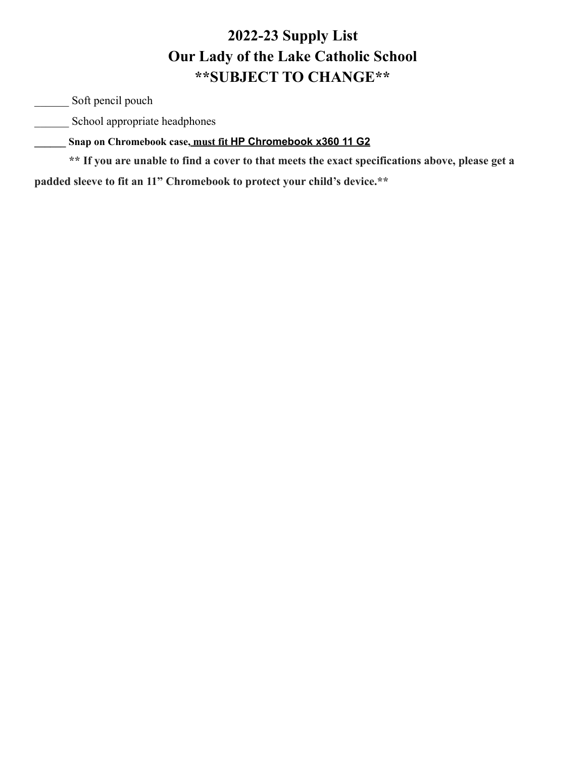# 2022-23 Supply List
# Our Lady of the Lake Catholic School
# **SUBJECT TO CHANGE**

______ Soft pencil pouch

______ School appropriate headphones

**______ Snap on Chromebook case, must fit HP Chromebook x360 11 G2**

**** If you are unable to find a cover to that meets the exact specifications above, please get a padded sleeve to fit an 11" Chromebook to protect your child's device.****